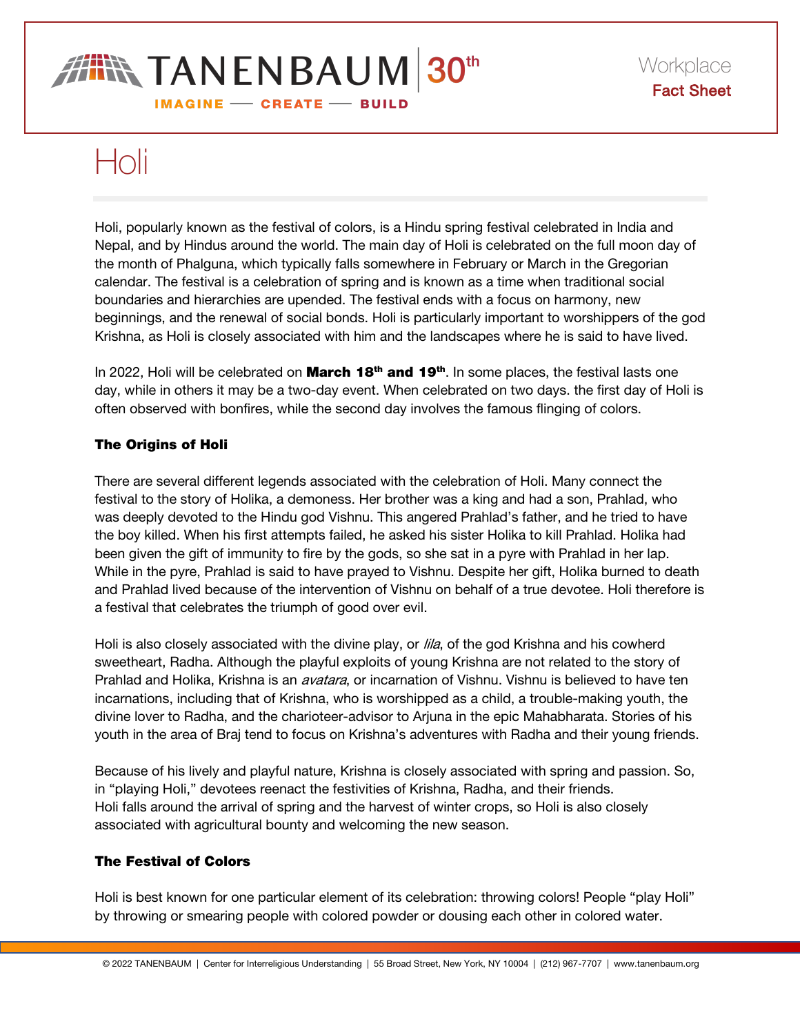TANENBAUM 30th

IMAGINE — CREATE — BUILD

Workplace
**Fact Sheet**

# Holi

Holi, popularly known as the festival of colors, is a Hindu spring festival celebrated in India and Nepal, and by Hindus around the world. The main day of Holi is celebrated on the full moon day of the month of Phalguna, which typically falls somewhere in February or March in the Gregorian calendar. The festival is a celebration of spring and is known as a time when traditional social boundaries and hierarchies are upended. The festival ends with a focus on harmony, new beginnings, and the renewal of social bonds. Holi is particularly important to worshippers of the god Krishna, as Holi is closely associated with him and the landscapes where he is said to have lived.

In 2022, Holi will be celebrated on **March 18th and 19th**. In some places, the festival lasts one day, while in others it may be a two-day event. When celebrated on two days. the first day of Holi is often observed with bonfires, while the second day involves the famous flinging of colors.

## The Origins of Holi

There are several different legends associated with the celebration of Holi. Many connect the festival to the story of Holika, a demoness. Her brother was a king and had a son, Prahlad, who was deeply devoted to the Hindu god Vishnu. This angered Prahlad's father, and he tried to have the boy killed. When his first attempts failed, he asked his sister Holika to kill Prahlad. Holika had been given the gift of immunity to fire by the gods, so she sat in a pyre with Prahlad in her lap. While in the pyre, Prahlad is said to have prayed to Vishnu. Despite her gift, Holika burned to death and Prahlad lived because of the intervention of Vishnu on behalf of a true devotee. Holi therefore is a festival that celebrates the triumph of good over evil.

Holi is also closely associated with the divine play, or *lila*, of the god Krishna and his cowherd sweetheart, Radha. Although the playful exploits of young Krishna are not related to the story of Prahlad and Holika, Krishna is an *avatara*, or incarnation of Vishnu. Vishnu is believed to have ten incarnations, including that of Krishna, who is worshipped as a child, a trouble-making youth, the divine lover to Radha, and the charioteer-advisor to Arjuna in the epic Mahabharata. Stories of his youth in the area of Braj tend to focus on Krishna's adventures with Radha and their young friends.

Because of his lively and playful nature, Krishna is closely associated with spring and passion. So, in "playing Holi," devotees reenact the festivities of Krishna, Radha, and their friends.
Holi falls around the arrival of spring and the harvest of winter crops, so Holi is also closely associated with agricultural bounty and welcoming the new season.

## The Festival of Colors

Holi is best known for one particular element of its celebration: throwing colors! People "play Holi" by throwing or smearing people with colored powder or dousing each other in colored water.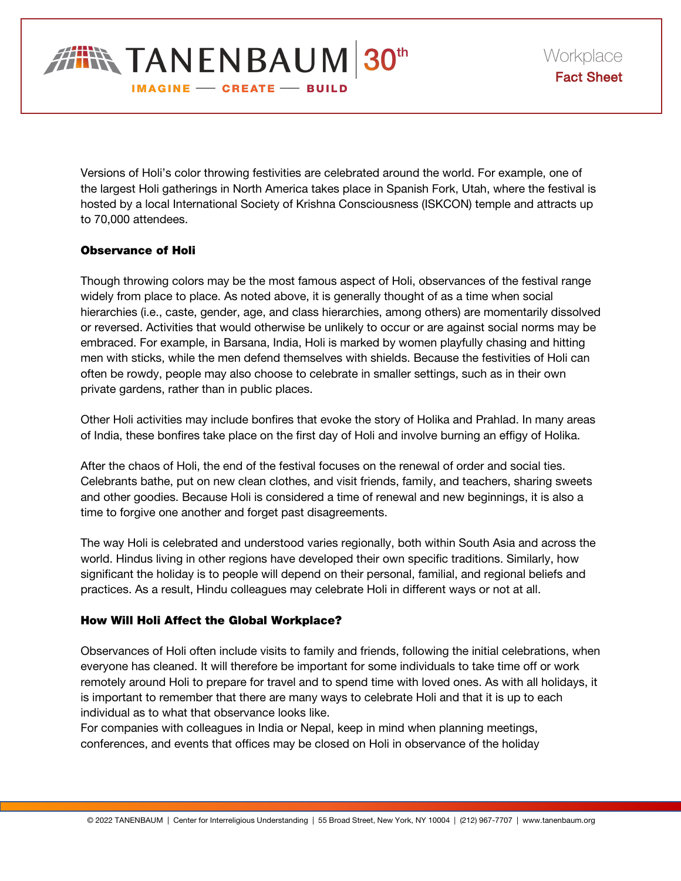Versions of Holi's color throwing festivities are celebrated around the world. For example, one of the largest Holi gatherings in North America takes place in Spanish Fork, Utah, where the festival is hosted by a local International Society of Krishna Consciousness (ISKCON) temple and attracts up to 70,000 attendees.

### Observance of Holi

Though throwing colors may be the most famous aspect of Holi, observances of the festival range widely from place to place. As noted above, it is generally thought of as a time when social hierarchies (i.e., caste, gender, age, and class hierarchies, among others) are momentarily dissolved or reversed. Activities that would otherwise be unlikely to occur or are against social norms may be embraced. For example, in Barsana, India, Holi is marked by women playfully chasing and hitting men with sticks, while the men defend themselves with shields. Because the festivities of Holi can often be rowdy, people may also choose to celebrate in smaller settings, such as in their own private gardens, rather than in public places.

Other Holi activities may include bonfires that evoke the story of Holika and Prahlad. In many areas of India, these bonfires take place on the first day of Holi and involve burning an effigy of Holika.

After the chaos of Holi, the end of the festival focuses on the renewal of order and social ties. Celebrants bathe, put on new clean clothes, and visit friends, family, and teachers, sharing sweets and other goodies. Because Holi is considered a time of renewal and new beginnings, it is also a time to forgive one another and forget past disagreements.

The way Holi is celebrated and understood varies regionally, both within South Asia and across the world. Hindus living in other regions have developed their own specific traditions. Similarly, how significant the holiday is to people will depend on their personal, familial, and regional beliefs and practices. As a result, Hindu colleagues may celebrate Holi in different ways or not at all.

### How Will Holi Affect the Global Workplace?

Observances of Holi often include visits to family and friends, following the initial celebrations, when everyone has cleaned. It will therefore be important for some individuals to take time off or work remotely around Holi to prepare for travel and to spend time with loved ones. As with all holidays, it is important to remember that there are many ways to celebrate Holi and that it is up to each individual as to what that observance looks like.

For companies with colleagues in India or Nepal, keep in mind when planning meetings, conferences, and events that offices may be closed on Holi in observance of the holiday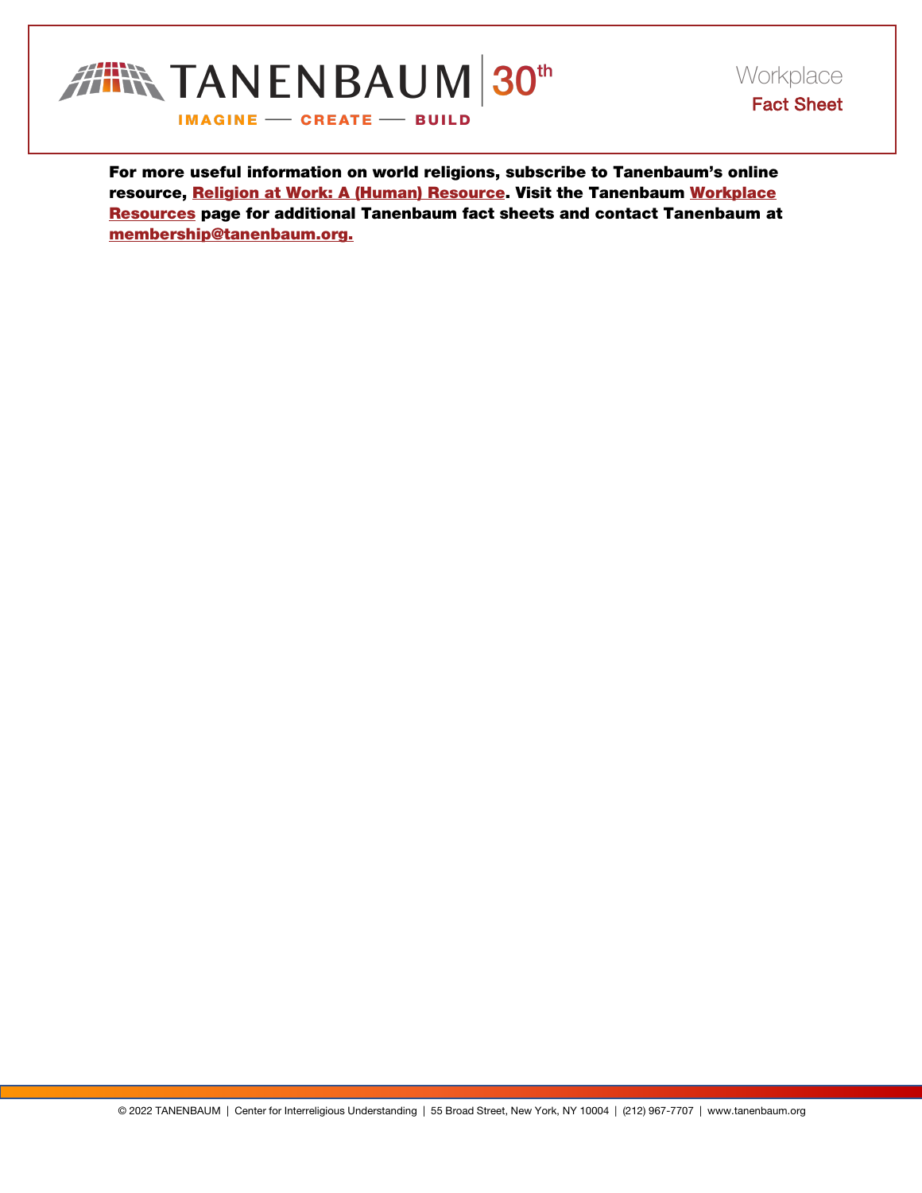**For more useful information on world religions, subscribe to Tanenbaum's online resource, Religion at Work: A (Human) Resource. Visit the Tanenbaum Workplace Resources page for additional Tanenbaum fact sheets and contact Tanenbaum at membership@tanenbaum.org.**